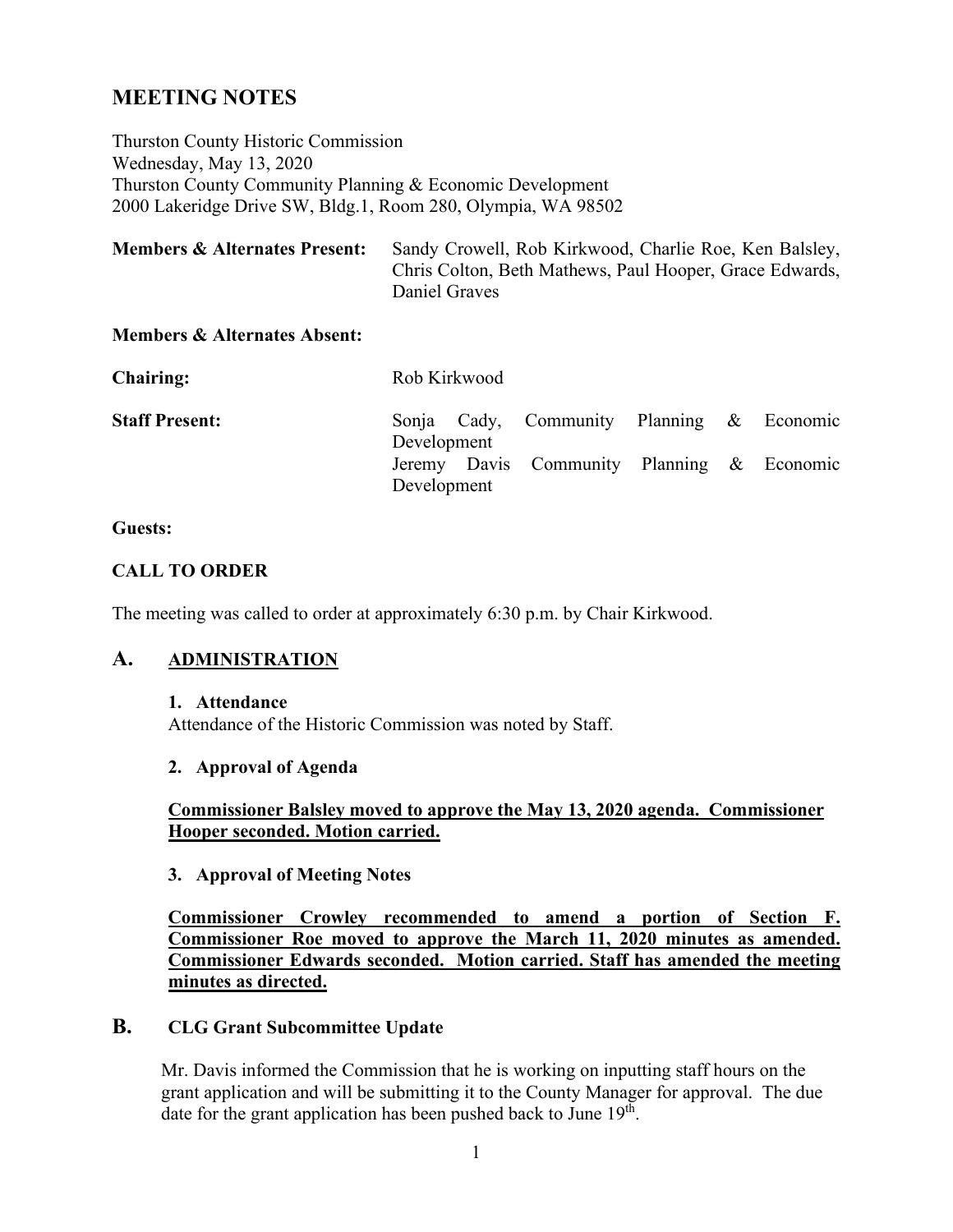# MEETING NOTES

Thurston County Historic Commission
Wednesday, May 13, 2020
Thurston County Community Planning & Economic Development
2000 Lakeridge Drive SW, Bldg.1, Room 280, Olympia, WA 98502

**Members & Alternates Present:** Sandy Crowell, Rob Kirkwood, Charlie Roe, Ken Balsley, Chris Colton, Beth Mathews, Paul Hooper, Grace Edwards, Daniel Graves

**Members & Alternates Absent:**

**Chairing:** Rob Kirkwood

**Staff Present:** Sonja Cady, Community Planning & Economic Development
Jeremy Davis Community Planning & Economic Development

**Guests:**

**CALL TO ORDER**

The meeting was called to order at approximately 6:30 p.m. by Chair Kirkwood.

## A. ADMINISTRATION

**1. Attendance**

Attendance of the Historic Commission was noted by Staff.

**2. Approval of Agenda**

**Commissioner Balsley moved to approve the May 13, 2020 agenda. Commissioner Hooper seconded. Motion carried.**

**3. Approval of Meeting Notes**

**Commissioner Crowley recommended to amend a portion of Section F. Commissioner Roe moved to approve the March 11, 2020 minutes as amended. Commissioner Edwards seconded. Motion carried. Staff has amended the meeting minutes as directed.**

## B. CLG Grant Subcommittee Update

Mr. Davis informed the Commission that he is working on inputting staff hours on the grant application and will be submitting it to the County Manager for approval. The due date for the grant application has been pushed back to June 19th.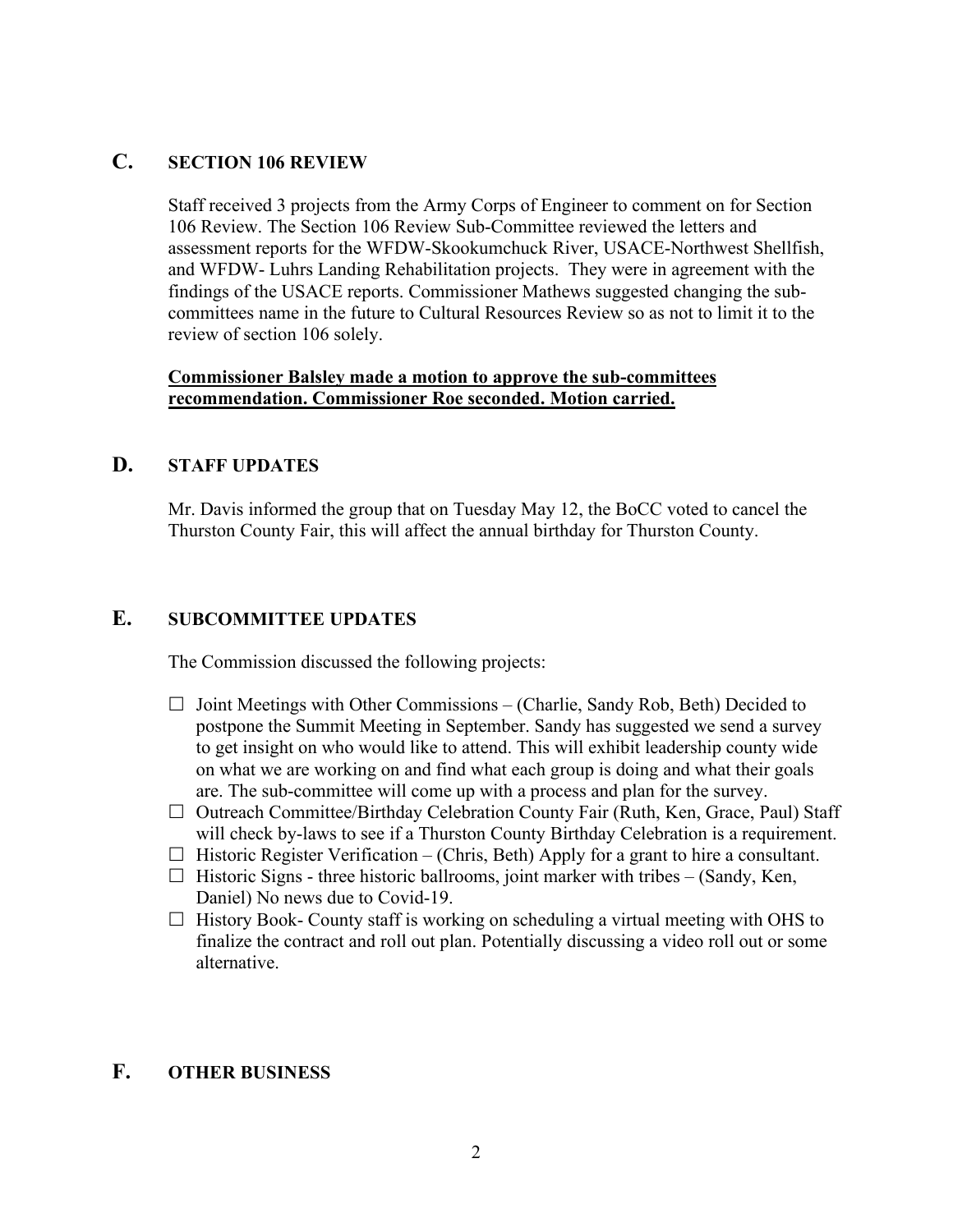## C. SECTION 106 REVIEW

Staff received 3 projects from the Army Corps of Engineer to comment on for Section 106 Review. The Section 106 Review Sub-Committee reviewed the letters and assessment reports for the WFDW-Skookumchuck River, USACE-Northwest Shellfish, and WFDW- Luhrs Landing Rehabilitation projects. They were in agreement with the findings of the USACE reports. Commissioner Mathews suggested changing the sub-committees name in the future to Cultural Resources Review so as not to limit it to the review of section 106 solely.

**Commissioner Balsley made a motion to approve the sub-committees recommendation. Commissioner Roe seconded. Motion carried.**

## D. STAFF UPDATES

Mr. Davis informed the group that on Tuesday May 12, the BoCC voted to cancel the Thurston County Fair, this will affect the annual birthday for Thurston County.

## E. SUBCOMMITTEE UPDATES

The Commission discussed the following projects:

- ☐ Joint Meetings with Other Commissions – (Charlie, Sandy Rob, Beth) Decided to postpone the Summit Meeting in September. Sandy has suggested we send a survey to get insight on who would like to attend. This will exhibit leadership county wide on what we are working on and find what each group is doing and what their goals are. The sub-committee will come up with a process and plan for the survey.
- ☐ Outreach Committee/Birthday Celebration County Fair (Ruth, Ken, Grace, Paul) Staff will check by-laws to see if a Thurston County Birthday Celebration is a requirement.
- ☐ Historic Register Verification – (Chris, Beth) Apply for a grant to hire a consultant.
- ☐ Historic Signs - three historic ballrooms, joint marker with tribes – (Sandy, Ken, Daniel) No news due to Covid-19.
- ☐ History Book- County staff is working on scheduling a virtual meeting with OHS to finalize the contract and roll out plan. Potentially discussing a video roll out or some alternative.

## F. OTHER BUSINESS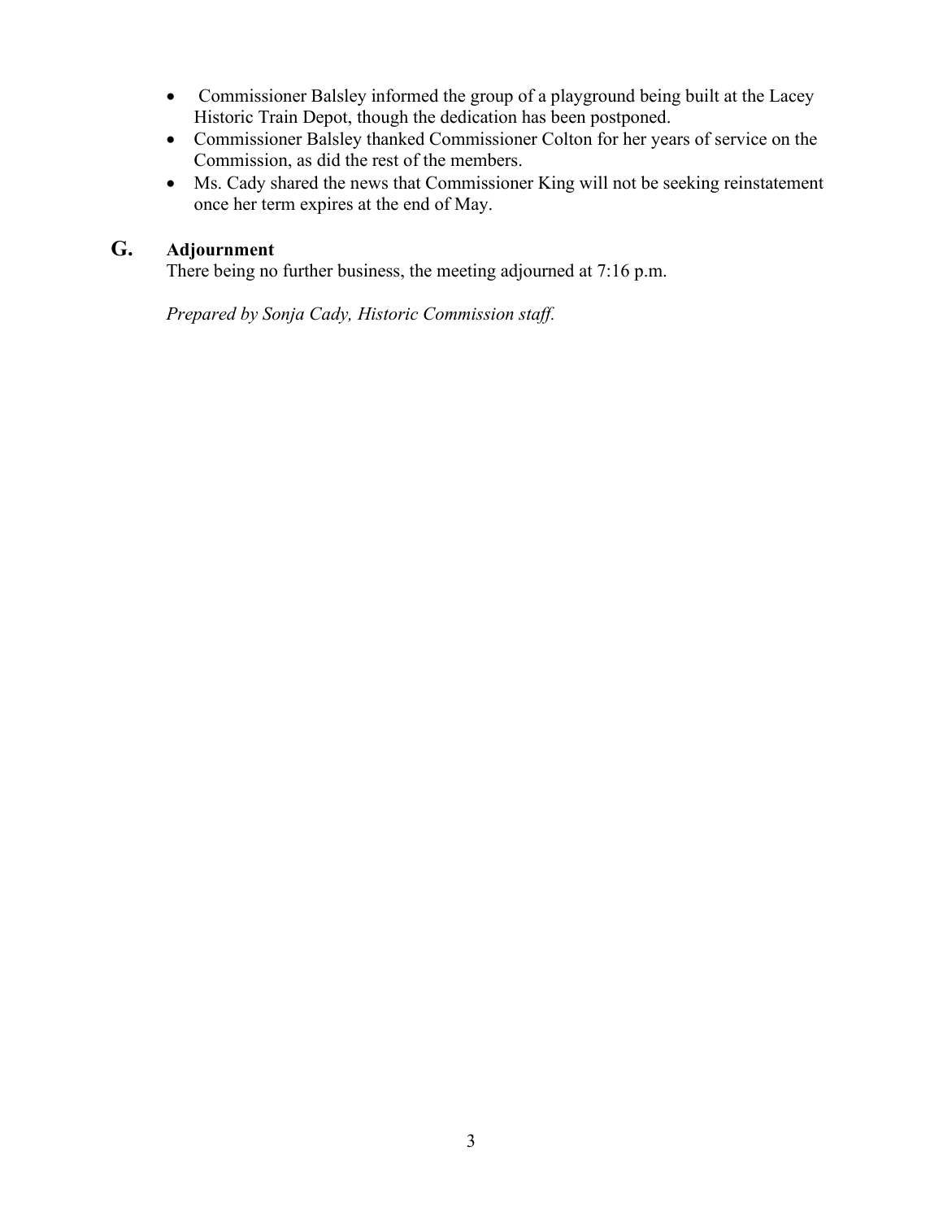- Commissioner Balsley informed the group of a playground being built at the Lacey Historic Train Depot, though the dedication has been postponed.
- Commissioner Balsley thanked Commissioner Colton for her years of service on the Commission, as did the rest of the members.
- Ms. Cady shared the news that Commissioner King will not be seeking reinstatement once her term expires at the end of May.

## G. Adjournment

There being no further business, the meeting adjourned at 7:16 p.m.

*Prepared by Sonja Cady, Historic Commission staff.*